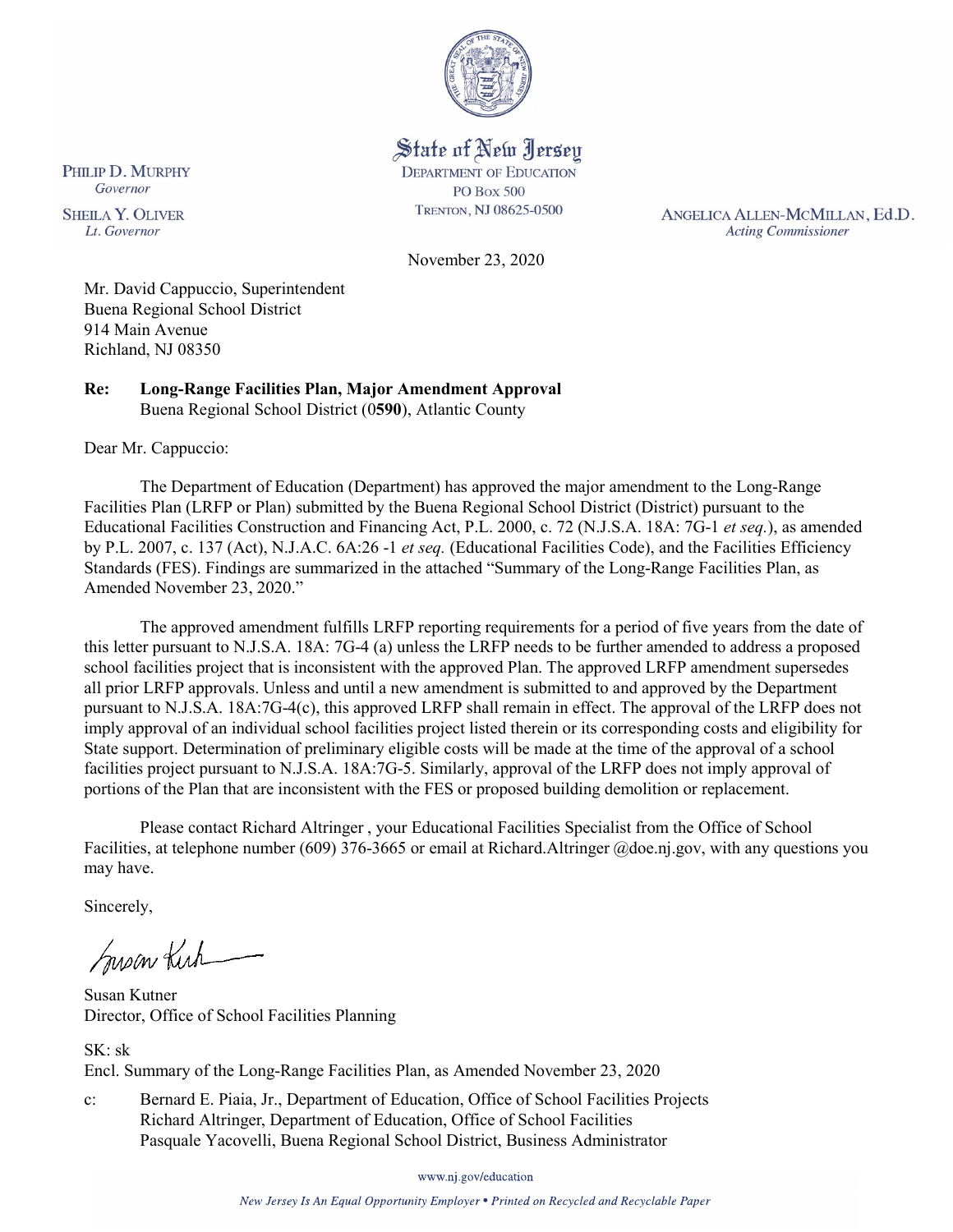State of New Jersey
DEPARTMENT OF EDUCATION
PO Box 500
TRENTON, NJ 08625-0500

PHILIP D. MURPHY
*Governor*

SHEILA Y. OLIVER
*Lt. Governor*

ANGELICA ALLEN-MCMILLAN, Ed.D.
*Acting Commissioner*

November 23, 2020

Mr. David Cappuccio, Superintendent
Buena Regional School District
914 Main Avenue
Richland, NJ 08350

**Re: Long-Range Facilities Plan, Major Amendment Approval**
Buena Regional School District (0**590**), Atlantic County

Dear Mr. Cappuccio:

The Department of Education (Department) has approved the major amendment to the Long-Range Facilities Plan (LRFP or Plan) submitted by the Buena Regional School District (District) pursuant to the Educational Facilities Construction and Financing Act, P.L. 2000, c. 72 (N.J.S.A. 18A: 7G-1 *et seq.*), as amended by P.L. 2007, c. 137 (Act), N.J.A.C. 6A:26 -1 *et seq.* (Educational Facilities Code), and the Facilities Efficiency Standards (FES). Findings are summarized in the attached "Summary of the Long-Range Facilities Plan, as Amended November 23, 2020."

The approved amendment fulfills LRFP reporting requirements for a period of five years from the date of this letter pursuant to N.J.S.A. 18A: 7G-4 (a) unless the LRFP needs to be further amended to address a proposed school facilities project that is inconsistent with the approved Plan. The approved LRFP amendment supersedes all prior LRFP approvals. Unless and until a new amendment is submitted to and approved by the Department pursuant to N.J.S.A. 18A:7G-4(c), this approved LRFP shall remain in effect. The approval of the LRFP does not imply approval of an individual school facilities project listed therein or its corresponding costs and eligibility for State support. Determination of preliminary eligible costs will be made at the time of the approval of a school facilities project pursuant to N.J.S.A. 18A:7G-5. Similarly, approval of the LRFP does not imply approval of portions of the Plan that are inconsistent with the FES or proposed building demolition or replacement.

Please contact Richard Altringer , your Educational Facilities Specialist from the Office of School Facilities, at telephone number (609) 376-3665 or email at Richard.Altringer @doe.nj.gov, with any questions you may have.

Sincerely,

Susan Kutner
Director, Office of School Facilities Planning

SK: sk
Encl. Summary of the Long-Range Facilities Plan, as Amended November 23, 2020

c: Bernard E. Piaia, Jr., Department of Education, Office of School Facilities Projects
Richard Altringer, Department of Education, Office of School Facilities
Pasquale Yacovelli, Buena Regional School District, Business Administrator

www.nj.gov/education

*New Jersey Is An Equal Opportunity Employer • Printed on Recycled and Recyclable Paper*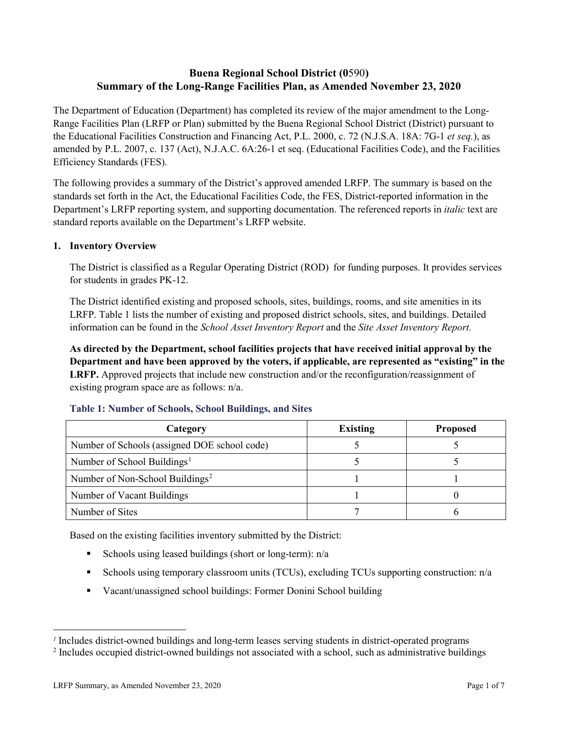# Buena Regional School District (0590)
# Summary of the Long-Range Facilities Plan, as Amended November 23, 2020

The Department of Education (Department) has completed its review of the major amendment to the Long-Range Facilities Plan (LRFP or Plan) submitted by the Buena Regional School District (District) pursuant to the Educational Facilities Construction and Financing Act, P.L. 2000, c. 72 (N.J.S.A. 18A: 7G-1 *et seq.*), as amended by P.L. 2007, c. 137 (Act), N.J.A.C. 6A:26-1 et seq. (Educational Facilities Code), and the Facilities Efficiency Standards (FES).

The following provides a summary of the District's approved amended LRFP. The summary is based on the standards set forth in the Act, the Educational Facilities Code, the FES, District-reported information in the Department's LRFP reporting system, and supporting documentation. The referenced reports in *italic* text are standard reports available on the Department's LRFP website.

## 1. Inventory Overview

The District is classified as a Regular Operating District (ROD) for funding purposes. It provides services for students in grades PK-12.

The District identified existing and proposed schools, sites, buildings, rooms, and site amenities in its LRFP. Table 1 lists the number of existing and proposed district schools, sites, and buildings. Detailed information can be found in the *School Asset Inventory Report* and the *Site Asset Inventory Report.*

**As directed by the Department, school facilities projects that have received initial approval by the Department and have been approved by the voters, if applicable, are represented as "existing" in the LRFP.** Approved projects that include new construction and/or the reconfiguration/reassignment of existing program space are as follows: n/a.

### Table 1: Number of Schools, School Buildings, and Sites

| Category | Existing | Proposed |
|---|---|---|
| Number of Schools (assigned DOE school code) | 5 | 5 |
| Number of School Buildings[1] | 5 | 5 |
| Number of Non-School Buildings[2] | 1 | 1 |
| Number of Vacant Buildings | 1 | 0 |
| Number of Sites | 7 | 6 |

Based on the existing facilities inventory submitted by the District:

- Schools using leased buildings (short or long-term): n/a
- Schools using temporary classroom units (TCUs), excluding TCUs supporting construction: n/a
- Vacant/unassigned school buildings: Former Donini School building

[1] Includes district-owned buildings and long-term leases serving students in district-operated programs

[2] Includes occupied district-owned buildings not associated with a school, such as administrative buildings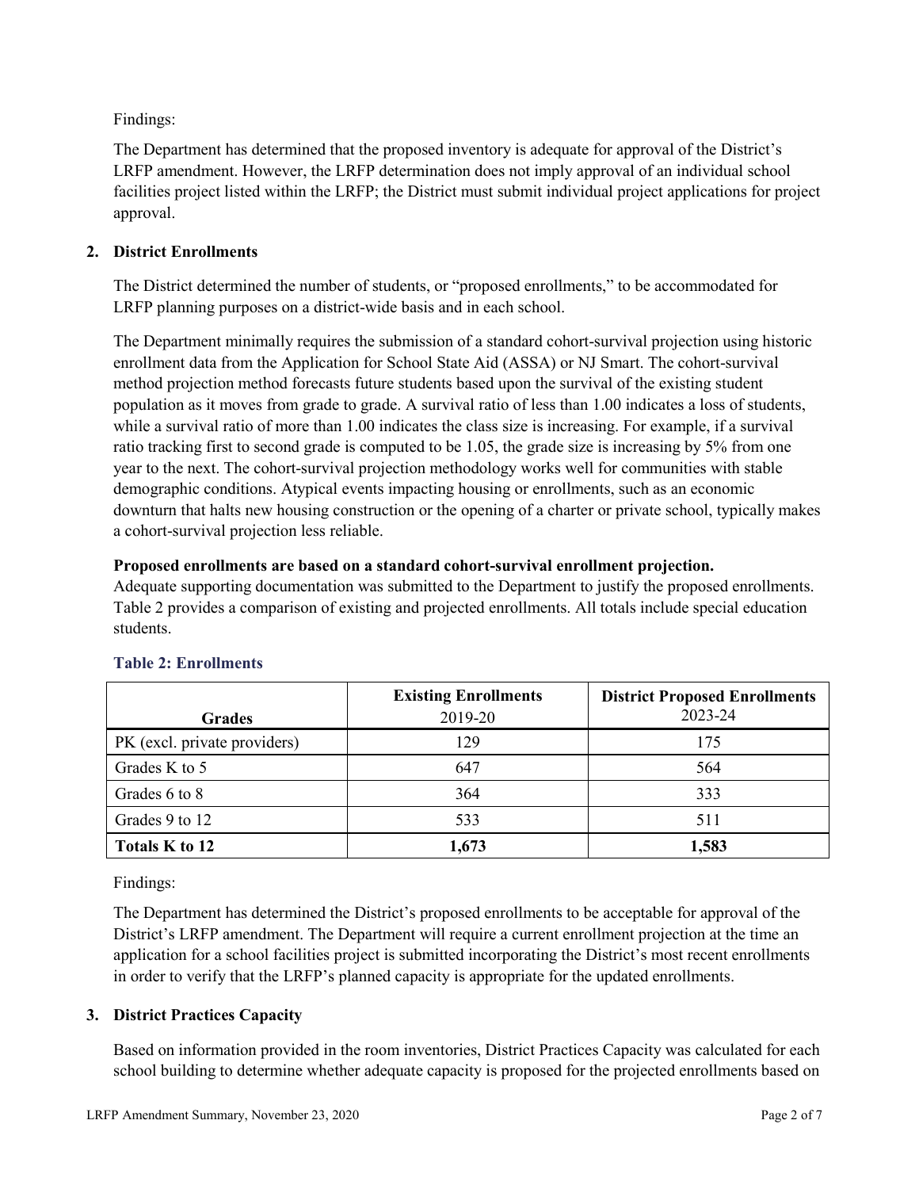Findings:

The Department has determined that the proposed inventory is adequate for approval of the District's LRFP amendment. However, the LRFP determination does not imply approval of an individual school facilities project listed within the LRFP; the District must submit individual project applications for project approval.

## 2. District Enrollments

The District determined the number of students, or "proposed enrollments," to be accommodated for LRFP planning purposes on a district-wide basis and in each school.

The Department minimally requires the submission of a standard cohort-survival projection using historic enrollment data from the Application for School State Aid (ASSA) or NJ Smart. The cohort-survival method projection method forecasts future students based upon the survival of the existing student population as it moves from grade to grade. A survival ratio of less than 1.00 indicates a loss of students, while a survival ratio of more than 1.00 indicates the class size is increasing. For example, if a survival ratio tracking first to second grade is computed to be 1.05, the grade size is increasing by 5% from one year to the next. The cohort-survival projection methodology works well for communities with stable demographic conditions. Atypical events impacting housing or enrollments, such as an economic downturn that halts new housing construction or the opening of a charter or private school, typically makes a cohort-survival projection less reliable.

**Proposed enrollments are based on a standard cohort-survival enrollment projection.**
Adequate supporting documentation was submitted to the Department to justify the proposed enrollments. Table 2 provides a comparison of existing and projected enrollments. All totals include special education students.

### Table 2: Enrollments

| Grades | Existing Enrollments 2019-20 | District Proposed Enrollments 2023-24 |
|---|---|---|
| PK (excl. private providers) | 129 | 175 |
| Grades K to 5 | 647 | 564 |
| Grades 6 to 8 | 364 | 333 |
| Grades 9 to 12 | 533 | 511 |
| **Totals K to 12** | **1,673** | **1,583** |

Findings:

The Department has determined the District's proposed enrollments to be acceptable for approval of the District's LRFP amendment. The Department will require a current enrollment projection at the time an application for a school facilities project is submitted incorporating the District's most recent enrollments in order to verify that the LRFP's planned capacity is appropriate for the updated enrollments.

## 3. District Practices Capacity

Based on information provided in the room inventories, District Practices Capacity was calculated for each school building to determine whether adequate capacity is proposed for the projected enrollments based on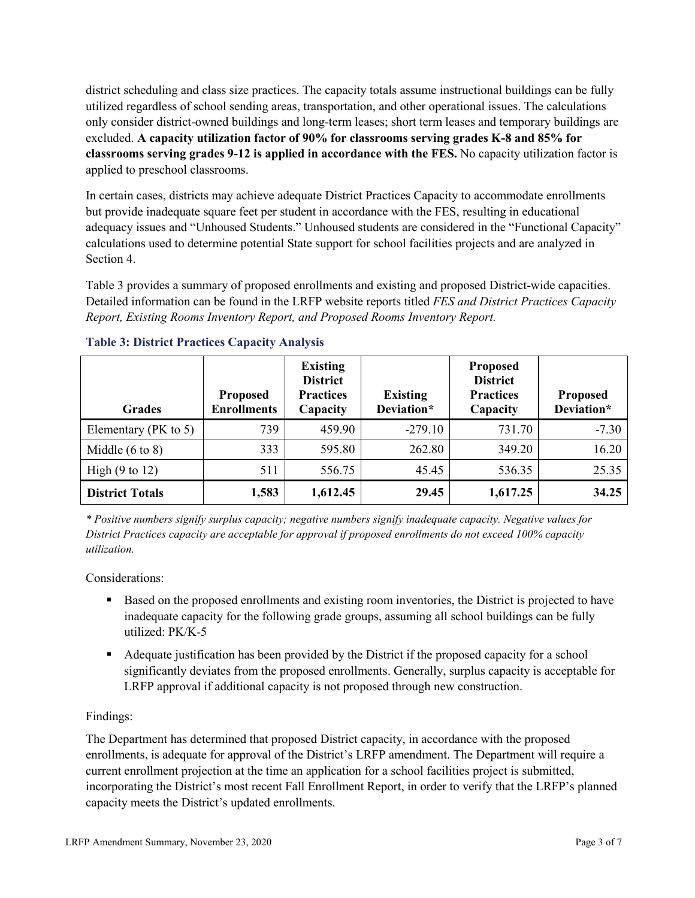district scheduling and class size practices. The capacity totals assume instructional buildings can be fully utilized regardless of school sending areas, transportation, and other operational issues. The calculations only consider district-owned buildings and long-term leases; short term leases and temporary buildings are excluded. **A capacity utilization factor of 90% for classrooms serving grades K-8 and 85% for classrooms serving grades 9-12 is applied in accordance with the FES.** No capacity utilization factor is applied to preschool classrooms.

In certain cases, districts may achieve adequate District Practices Capacity to accommodate enrollments but provide inadequate square feet per student in accordance with the FES, resulting in educational adequacy issues and "Unhoused Students." Unhoused students are considered in the "Functional Capacity" calculations used to determine potential State support for school facilities projects and are analyzed in Section 4.

Table 3 provides a summary of proposed enrollments and existing and proposed District-wide capacities. Detailed information can be found in the LRFP website reports titled *FES and District Practices Capacity Report, Existing Rooms Inventory Report, and Proposed Rooms Inventory Report.*

### Table 3: District Practices Capacity Analysis

| Grades | Proposed Enrollments | Existing District Practices Capacity | Existing Deviation* | Proposed District Practices Capacity | Proposed Deviation* |
|---|---|---|---|---|---|
| Elementary (PK to 5) | 739 | 459.90 | -279.10 | 731.70 | -7.30 |
| Middle (6 to 8) | 333 | 595.80 | 262.80 | 349.20 | 16.20 |
| High (9 to 12) | 511 | 556.75 | 45.45 | 536.35 | 25.35 |
| **District Totals** | **1,583** | **1,612.45** | **29.45** | **1,617.25** | **34.25** |

*\* Positive numbers signify surplus capacity; negative numbers signify inadequate capacity. Negative values for District Practices capacity are acceptable for approval if proposed enrollments do not exceed 100% capacity utilization.*

Considerations:

- Based on the proposed enrollments and existing room inventories, the District is projected to have inadequate capacity for the following grade groups, assuming all school buildings can be fully utilized: PK/K-5
- Adequate justification has been provided by the District if the proposed capacity for a school significantly deviates from the proposed enrollments. Generally, surplus capacity is acceptable for LRFP approval if additional capacity is not proposed through new construction.

Findings:

The Department has determined that proposed District capacity, in accordance with the proposed enrollments, is adequate for approval of the District's LRFP amendment. The Department will require a current enrollment projection at the time an application for a school facilities project is submitted, incorporating the District's most recent Fall Enrollment Report, in order to verify that the LRFP's planned capacity meets the District's updated enrollments.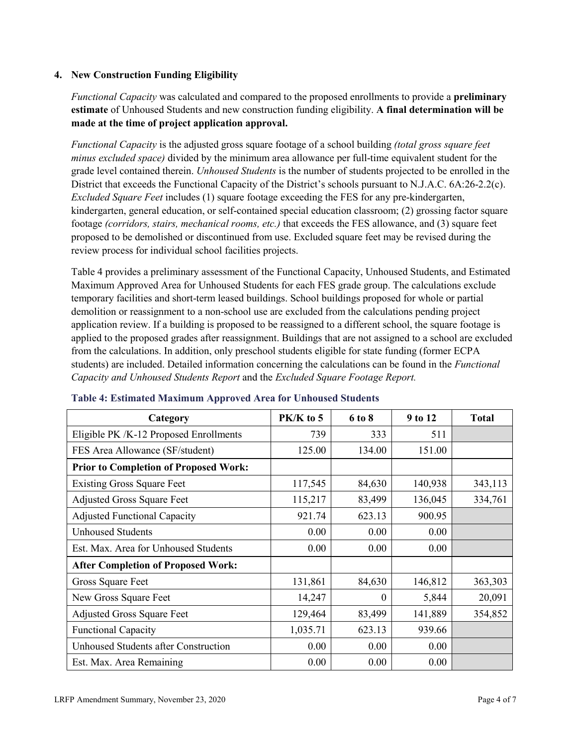## 4. New Construction Funding Eligibility

*Functional Capacity* was calculated and compared to the proposed enrollments to provide a **preliminary estimate** of Unhoused Students and new construction funding eligibility. **A final determination will be made at the time of project application approval.**

*Functional Capacity* is the adjusted gross square footage of a school building *(total gross square feet minus excluded space)* divided by the minimum area allowance per full-time equivalent student for the grade level contained therein. *Unhoused Students* is the number of students projected to be enrolled in the District that exceeds the Functional Capacity of the District's schools pursuant to N.J.A.C. 6A:26-2.2(c). *Excluded Square Feet* includes (1) square footage exceeding the FES for any pre-kindergarten, kindergarten, general education, or self-contained special education classroom; (2) grossing factor square footage *(corridors, stairs, mechanical rooms, etc.)* that exceeds the FES allowance, and (3) square feet proposed to be demolished or discontinued from use. Excluded square feet may be revised during the review process for individual school facilities projects.

Table 4 provides a preliminary assessment of the Functional Capacity, Unhoused Students, and Estimated Maximum Approved Area for Unhoused Students for each FES grade group. The calculations exclude temporary facilities and short-term leased buildings. School buildings proposed for whole or partial demolition or reassignment to a non-school use are excluded from the calculations pending project application review. If a building is proposed to be reassigned to a different school, the square footage is applied to the proposed grades after reassignment. Buildings that are not assigned to a school are excluded from the calculations. In addition, only preschool students eligible for state funding (former ECPA students) are included. Detailed information concerning the calculations can be found in the *Functional Capacity and Unhoused Students Report* and the *Excluded Square Footage Report.*

**Table 4: Estimated Maximum Approved Area for Unhoused Students**

| Category | PK/K to 5 | 6 to 8 | 9 to 12 | Total |
|---|---|---|---|---|
| Eligible PK /K-12 Proposed Enrollments | 739 | 333 | 511 | |
| FES Area Allowance (SF/student) | 125.00 | 134.00 | 151.00 | |
| **Prior to Completion of Proposed Work:** | | | | |
| Existing Gross Square Feet | 117,545 | 84,630 | 140,938 | 343,113 |
| Adjusted Gross Square Feet | 115,217 | 83,499 | 136,045 | 334,761 |
| Adjusted Functional Capacity | 921.74 | 623.13 | 900.95 | |
| Unhoused Students | 0.00 | 0.00 | 0.00 | |
| Est. Max. Area for Unhoused Students | 0.00 | 0.00 | 0.00 | |
| **After Completion of Proposed Work:** | | | | |
| Gross Square Feet | 131,861 | 84,630 | 146,812 | 363,303 |
| New Gross Square Feet | 14,247 | 0 | 5,844 | 20,091 |
| Adjusted Gross Square Feet | 129,464 | 83,499 | 141,889 | 354,852 |
| Functional Capacity | 1,035.71 | 623.13 | 939.66 | |
| Unhoused Students after Construction | 0.00 | 0.00 | 0.00 | |
| Est. Max. Area Remaining | 0.00 | 0.00 | 0.00 | |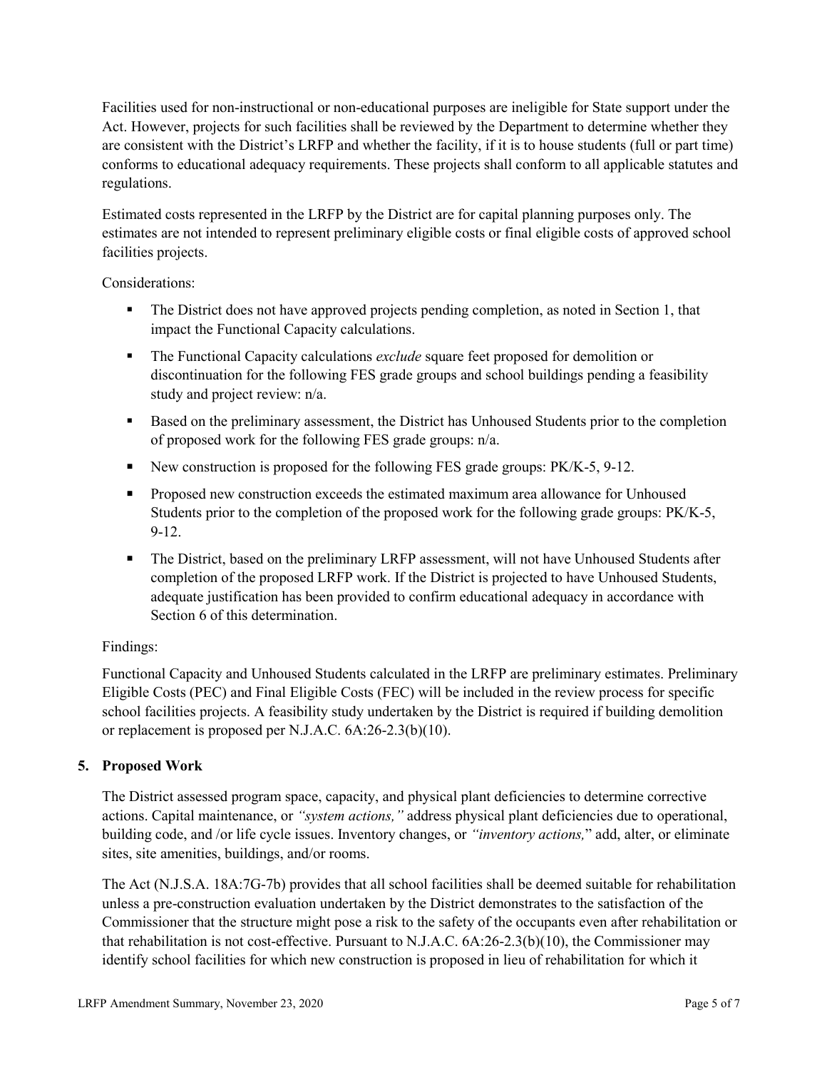Facilities used for non-instructional or non-educational purposes are ineligible for State support under the Act. However, projects for such facilities shall be reviewed by the Department to determine whether they are consistent with the District's LRFP and whether the facility, if it is to house students (full or part time) conforms to educational adequacy requirements. These projects shall conform to all applicable statutes and regulations.

Estimated costs represented in the LRFP by the District are for capital planning purposes only. The estimates are not intended to represent preliminary eligible costs or final eligible costs of approved school facilities projects.

Considerations:

- The District does not have approved projects pending completion, as noted in Section 1, that impact the Functional Capacity calculations.
- The Functional Capacity calculations *exclude* square feet proposed for demolition or discontinuation for the following FES grade groups and school buildings pending a feasibility study and project review: n/a.
- Based on the preliminary assessment, the District has Unhoused Students prior to the completion of proposed work for the following FES grade groups: n/a.
- New construction is proposed for the following FES grade groups: PK/K-5, 9-12.
- Proposed new construction exceeds the estimated maximum area allowance for Unhoused Students prior to the completion of the proposed work for the following grade groups: PK/K-5, 9-12.
- The District, based on the preliminary LRFP assessment, will not have Unhoused Students after completion of the proposed LRFP work. If the District is projected to have Unhoused Students, adequate justification has been provided to confirm educational adequacy in accordance with Section 6 of this determination.

Findings:

Functional Capacity and Unhoused Students calculated in the LRFP are preliminary estimates. Preliminary Eligible Costs (PEC) and Final Eligible Costs (FEC) will be included in the review process for specific school facilities projects. A feasibility study undertaken by the District is required if building demolition or replacement is proposed per N.J.A.C. 6A:26-2.3(b)(10).

## 5. Proposed Work

The District assessed program space, capacity, and physical plant deficiencies to determine corrective actions. Capital maintenance, or *"system actions,"* address physical plant deficiencies due to operational, building code, and /or life cycle issues. Inventory changes, or *"inventory actions,"* add, alter, or eliminate sites, site amenities, buildings, and/or rooms.

The Act (N.J.S.A. 18A:7G-7b) provides that all school facilities shall be deemed suitable for rehabilitation unless a pre-construction evaluation undertaken by the District demonstrates to the satisfaction of the Commissioner that the structure might pose a risk to the safety of the occupants even after rehabilitation or that rehabilitation is not cost-effective. Pursuant to N.J.A.C. 6A:26-2.3(b)(10), the Commissioner may identify school facilities for which new construction is proposed in lieu of rehabilitation for which it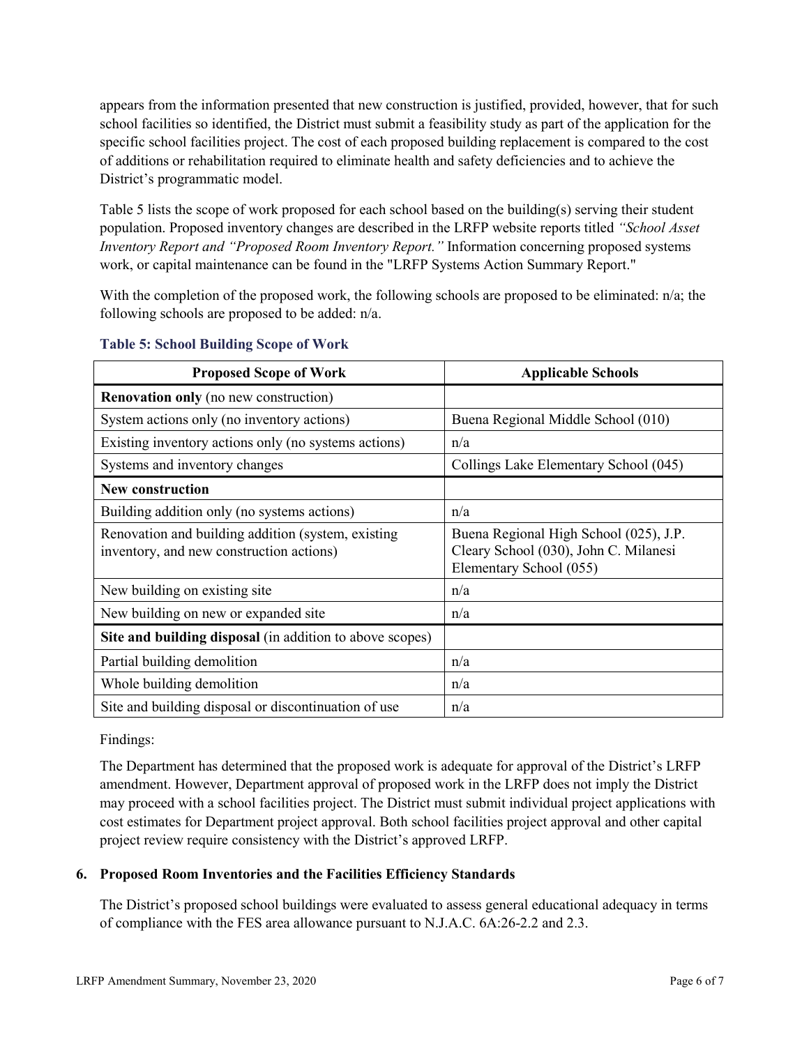appears from the information presented that new construction is justified, provided, however, that for such school facilities so identified, the District must submit a feasibility study as part of the application for the specific school facilities project. The cost of each proposed building replacement is compared to the cost of additions or rehabilitation required to eliminate health and safety deficiencies and to achieve the District's programmatic model.

Table 5 lists the scope of work proposed for each school based on the building(s) serving their student population. Proposed inventory changes are described in the LRFP website reports titled *"School Asset Inventory Report and "Proposed Room Inventory Report."* Information concerning proposed systems work, or capital maintenance can be found in the "LRFP Systems Action Summary Report."

With the completion of the proposed work, the following schools are proposed to be eliminated: n/a; the following schools are proposed to be added: n/a.

### Table 5: School Building Scope of Work

| Proposed Scope of Work | Applicable Schools |
|---|---|
| **Renovation only** (no new construction) | |
| System actions only (no inventory actions) | Buena Regional Middle School (010) |
| Existing inventory actions only (no systems actions) | n/a |
| Systems and inventory changes | Collings Lake Elementary School (045) |
| **New construction** | |
| Building addition only (no systems actions) | n/a |
| Renovation and building addition (system, existing inventory, and new construction actions) | Buena Regional High School (025), J.P. Cleary School (030), John C. Milanesi Elementary School (055) |
| New building on existing site | n/a |
| New building on new or expanded site | n/a |
| **Site and building disposal** (in addition to above scopes) | |
| Partial building demolition | n/a |
| Whole building demolition | n/a |
| Site and building disposal or discontinuation of use | n/a |

Findings:

The Department has determined that the proposed work is adequate for approval of the District's LRFP amendment. However, Department approval of proposed work in the LRFP does not imply the District may proceed with a school facilities project. The District must submit individual project applications with cost estimates for Department project approval. Both school facilities project approval and other capital project review require consistency with the District's approved LRFP.

### 6. Proposed Room Inventories and the Facilities Efficiency Standards

The District's proposed school buildings were evaluated to assess general educational adequacy in terms of compliance with the FES area allowance pursuant to N.J.A.C. 6A:26-2.2 and 2.3.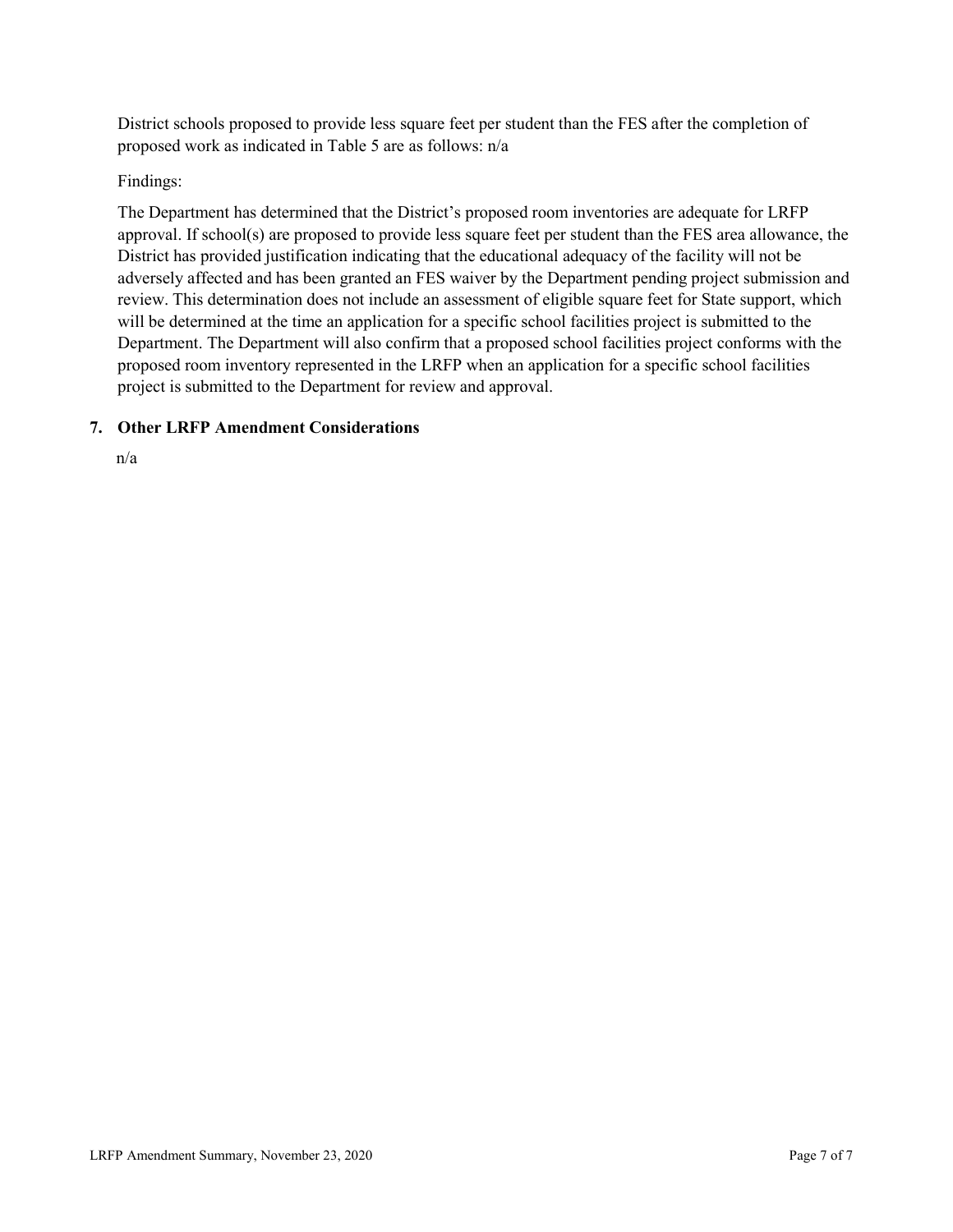District schools proposed to provide less square feet per student than the FES after the completion of proposed work as indicated in Table 5 are as follows: n/a

Findings:

The Department has determined that the District's proposed room inventories are adequate for LRFP approval. If school(s) are proposed to provide less square feet per student than the FES area allowance, the District has provided justification indicating that the educational adequacy of the facility will not be adversely affected and has been granted an FES waiver by the Department pending project submission and review. This determination does not include an assessment of eligible square feet for State support, which will be determined at the time an application for a specific school facilities project is submitted to the Department. The Department will also confirm that a proposed school facilities project conforms with the proposed room inventory represented in the LRFP when an application for a specific school facilities project is submitted to the Department for review and approval.

## 7. Other LRFP Amendment Considerations

n/a